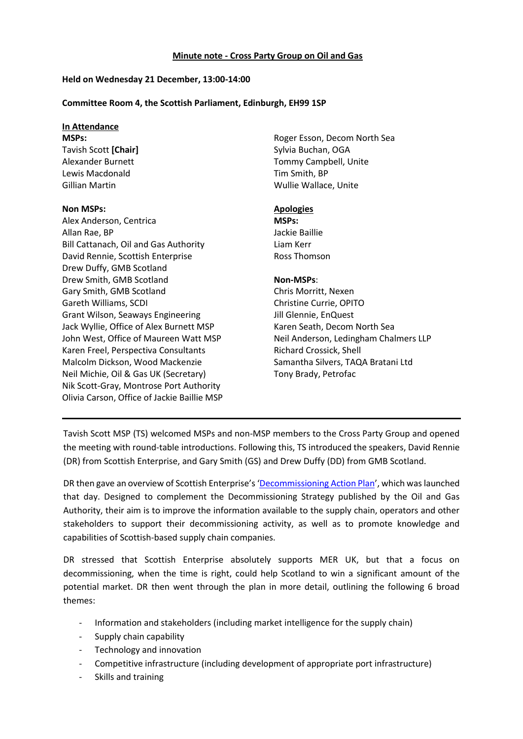**Minute note - Cross Party Group on Oil and Gas**

**Held on Wednesday 21 December, 13:00-14:00**

**Committee Room 4, the Scottish Parliament, Edinburgh, EH99 1SP**

**In Attendance**

**MSPs:**

Tavish Scott **[Chair]**
Alexander Burnett
Lewis Macdonald
Gillian Martin

**Non MSPs:**

Alex Anderson, Centrica
Allan Rae, BP
Bill Cattanach, Oil and Gas Authority
David Rennie, Scottish Enterprise
Drew Duffy, GMB Scotland
Drew Smith, GMB Scotland
Gary Smith, GMB Scotland
Gareth Williams, SCDI
Grant Wilson, Seaways Engineering
Jack Wyllie, Office of Alex Burnett MSP
John West, Office of Maureen Watt MSP
Karen Freel, Perspectiva Consultants
Malcolm Dickson, Wood Mackenzie
Neil Michie, Oil & Gas UK (Secretary)
Nik Scott-Gray, Montrose Port Authority
Olivia Carson, Office of Jackie Baillie MSP
Roger Esson, Decom North Sea
Sylvia Buchan, OGA
Tommy Campbell, Unite
Tim Smith, BP
Wullie Wallace, Unite

**Apologies**

**MSPs:**

Jackie Baillie
Liam Kerr
Ross Thomson

**Non-MSPs**:

Chris Morritt, Nexen
Christine Currie, OPITO
Jill Glennie, EnQuest
Karen Seath, Decom North Sea
Neil Anderson, Ledingham Chalmers LLP
Richard Crossick, Shell
Samantha Silvers, TAQA Bratani Ltd
Tony Brady, Petrofac

---

Tavish Scott MSP (TS) welcomed MSPs and non-MSP members to the Cross Party Group and opened the meeting with round-table introductions. Following this, TS introduced the speakers, David Rennie (DR) from Scottish Enterprise, and Gary Smith (GS) and Drew Duffy (DD) from GMB Scotland.

DR then gave an overview of Scottish Enterprise's 'Decommissioning Action Plan', which was launched that day. Designed to complement the Decommissioning Strategy published by the Oil and Gas Authority, their aim is to improve the information available to the supply chain, operators and other stakeholders to support their decommissioning activity, as well as to promote knowledge and capabilities of Scottish-based supply chain companies.

DR stressed that Scottish Enterprise absolutely supports MER UK, but that a focus on decommissioning, when the time is right, could help Scotland to win a significant amount of the potential market. DR then went through the plan in more detail, outlining the following 6 broad themes:

- Information and stakeholders (including market intelligence for the supply chain)
- Supply chain capability
- Technology and innovation
- Competitive infrastructure (including development of appropriate port infrastructure)
- Skills and training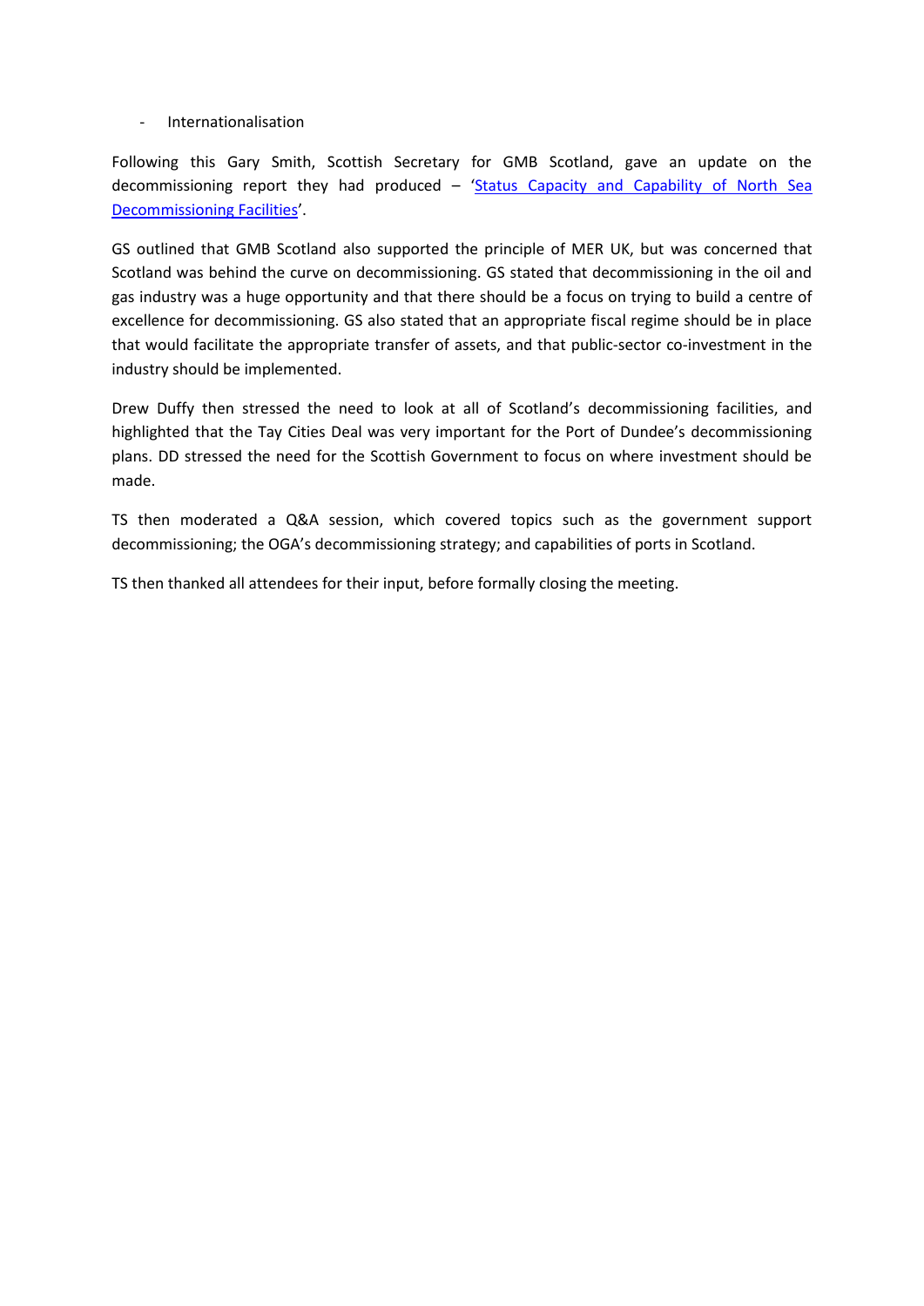- Internationalisation

Following this Gary Smith, Scottish Secretary for GMB Scotland, gave an update on the decommissioning report they had produced – '[Status Capacity and Capability of North Sea Decommissioning Facilities]'.

GS outlined that GMB Scotland also supported the principle of MER UK, but was concerned that Scotland was behind the curve on decommissioning. GS stated that decommissioning in the oil and gas industry was a huge opportunity and that there should be a focus on trying to build a centre of excellence for decommissioning. GS also stated that an appropriate fiscal regime should be in place that would facilitate the appropriate transfer of assets, and that public-sector co-investment in the industry should be implemented.

Drew Duffy then stressed the need to look at all of Scotland's decommissioning facilities, and highlighted that the Tay Cities Deal was very important for the Port of Dundee's decommissioning plans. DD stressed the need for the Scottish Government to focus on where investment should be made.

TS then moderated a Q&A session, which covered topics such as the government support decommissioning; the OGA's decommissioning strategy; and capabilities of ports in Scotland.

TS then thanked all attendees for their input, before formally closing the meeting.